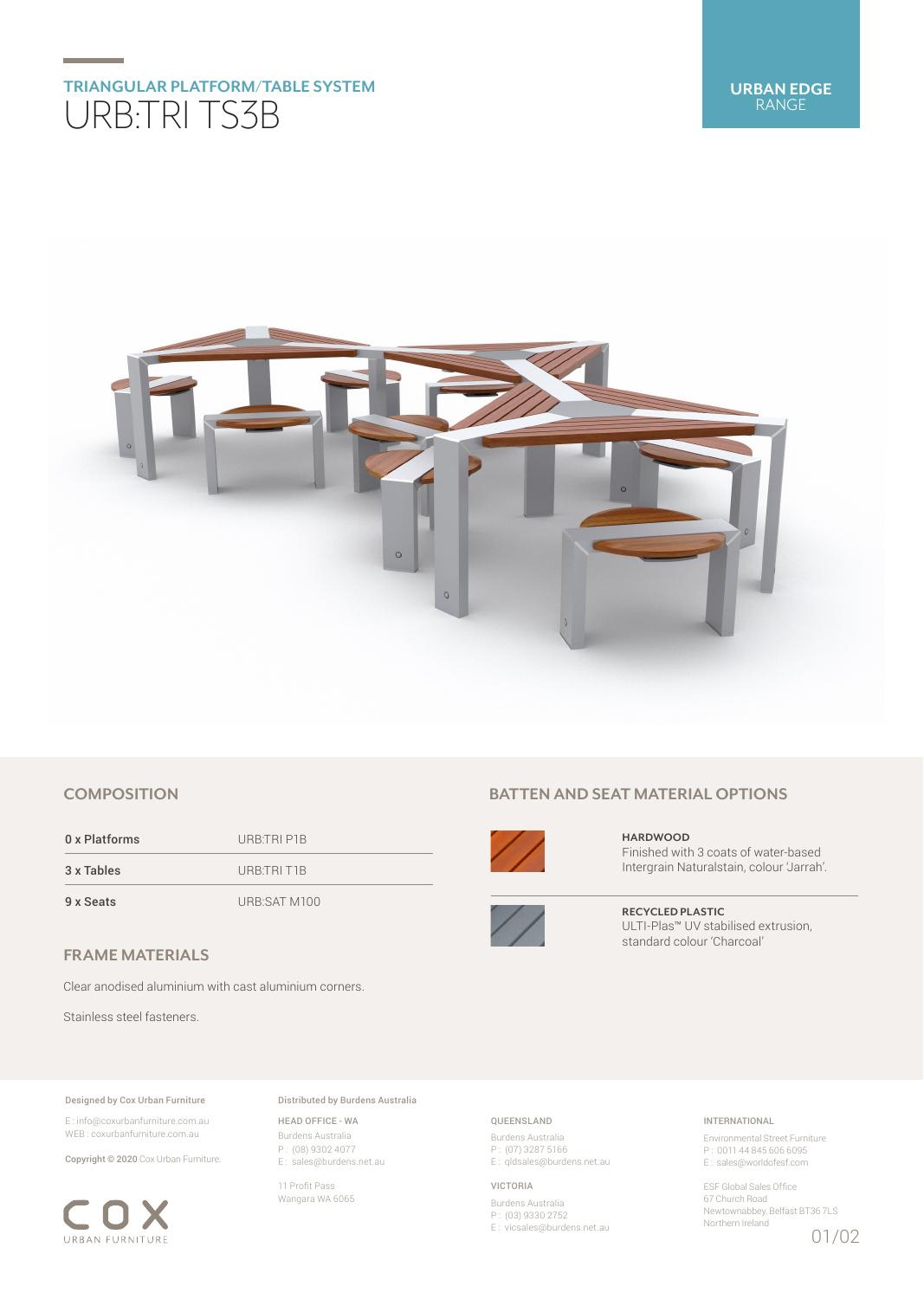## TRIANGULAR PLATFORM/TABLE SYSTEM

# URB:TRI TS3B

**URBAN EDGE** RANGE

## COMPOSITION

| | |
|---|---|
| **0 x Platforms** | URB:TRI P1B |
| **3 x Tables** | URB:TRI T1B |
| **9 x Seats** | URB:SAT M100 |

## FRAME MATERIALS

Clear anodised aluminium with cast aluminium corners.

Stainless steel fasteners.

## BATTEN AND SEAT MATERIAL OPTIONS

**HARDWOOD**
Finished with 3 coats of water-based Intergrain Naturalstain, colour 'Jarrah'.

**RECYCLED PLASTIC**
ULTI-Plas™ UV stabilised extrusion, standard colour 'Charcoal'

---

**Designed by Cox Urban Furniture**

E : info@coxurbanfurniture.com.au
WEB : coxurbanfurniture.com.au

**Copyright © 2020** Cox Urban Furniture.

COX URBAN FURNITURE

**Distributed by Burdens Australia**

HEAD OFFICE - WA
Burdens Australia
P : (08) 9302 4077
E : sales@burdens.net.au

11 Profit Pass
Wangara WA 6065

QUEENSLAND
Burdens Australia
P : (07) 3287 5166
E : qldsales@burdens.net.au

VICTORIA
Burdens Australia
P : (03) 9330 2752
E : vicsales@burdens.net.au

INTERNATIONAL
Environmental Street Furniture
P : 0011 44 845 606 6095
E : sales@worldofesf.com

ESF Global Sales Office
67 Church Road
Newtownabbey, Belfast BT36 7LS
Northern Ireland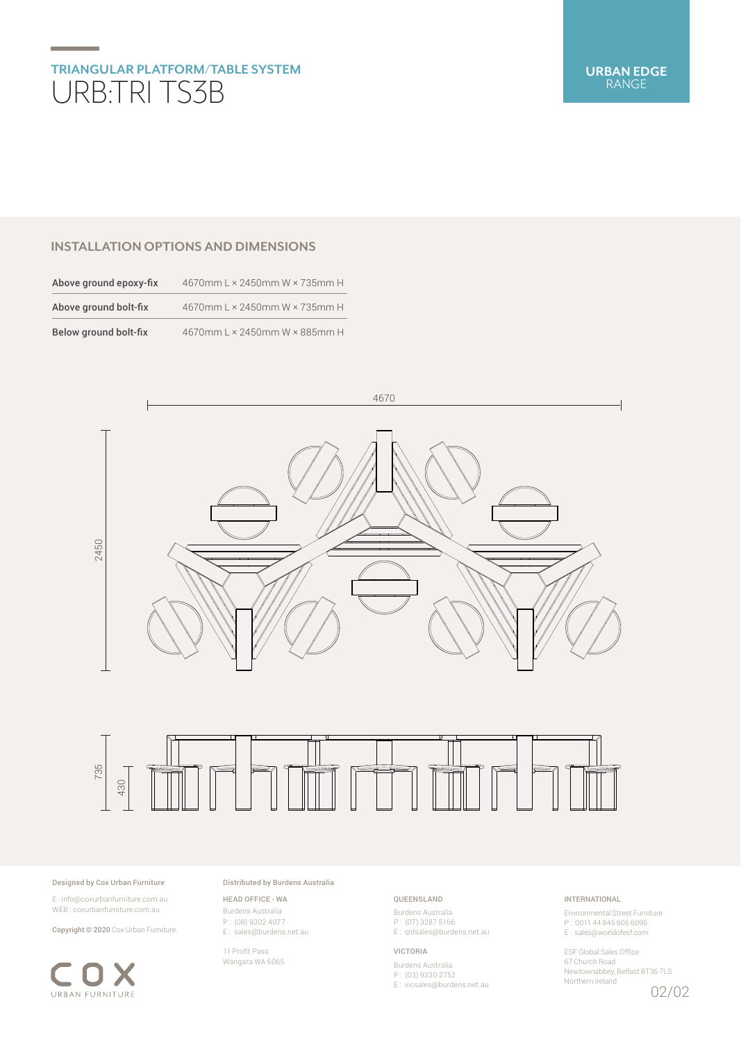**TRIANGULAR PLATFORM/TABLE SYSTEM**

# URB:TRI TS3B

**URBAN EDGE** RANGE

## INSTALLATION OPTIONS AND DIMENSIONS

| | |
|---|---|
| Above ground epoxy-fix | 4670mm L × 2450mm W × 735mm H |
| Above ground bolt-fix | 4670mm L × 2450mm W × 735mm H |
| Below ground bolt-fix | 4670mm L × 2450mm W × 885mm H |

4670

2450

735

430

**Designed by Cox Urban Furniture**

E : info@coxurbanfurniture.com.au
WEB : coxurbanfurniture.com.au

**Copyright © 2020** Cox Urban Furniture.

COX URBAN FURNITURE

**Distributed by Burdens Australia**

HEAD OFFICE - WA
Burdens Australia
P : (08) 9302 4077
E : sales@burdens.net.au

11 Profit Pass
Wangara WA 6065

QUEENSLAND
Burdens Australia
P : (07) 3287 5166
E : qldsales@burdens.net.au

VICTORIA
Burdens Australia
P : (03) 9330 2752
E : vicsales@burdens.net.au

INTERNATIONAL
Environmental Street Furniture
P : 0011 44 845 606 6095
E : sales@worldofesf.com

ESF Global Sales Office
67 Church Road
Newtownabbey, Belfast BT36 7LS
Northern Ireland